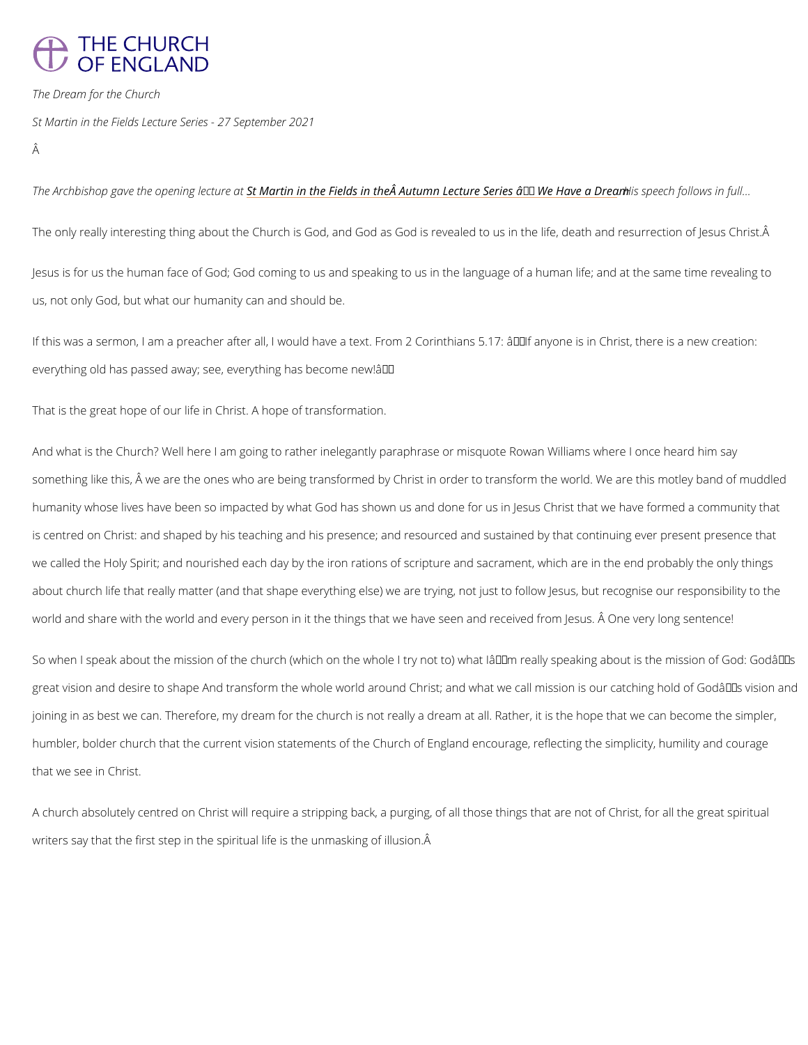# THE CHURCH OF ENGLAND

*The Dream for the Church*

*St Martin in the Fields Lecture Series - 27 September 2021*

Â

*The Archbishop gave the opening lecture at* St Martin in the Fields in theÂ Autumn Lecture Series â We Have a Dream *His speech follows in full...*

The only really interesting thing about the Church is God, and God as God is revealed to us in the life, death and resurrection of Jesus Christ.Â

Jesus is for us the human face of God; God coming to us and speaking to us in the language of a human life; and at the same time revealing to us, not only God, but what our humanity can and should be.

If this was a sermon, I am a preacher after all, I would have a text. From 2 Corinthians 5.17: âIf anyone is in Christ, there is a new creation: everything old has passed away; see, everything has become new!â

That is the great hope of our life in Christ. A hope of transformation.

And what is the Church? Well here I am going to rather inelegantly paraphrase or misquote Rowan Williams where I once heard him say something like this, Â we are the ones who are being transformed by Christ in order to transform the world. We are this motley band of muddled humanity whose lives have been so impacted by what God has shown us and done for us in Jesus Christ that we have formed a community that is centred on Christ: and shaped by his teaching and his presence; and resourced and sustained by that continuing ever present presence that we called the Holy Spirit; and nourished each day by the iron rations of scripture and sacrament, which are in the end probably the only things about church life that really matter (and that shape everything else) we are trying, not just to follow Jesus, but recognise our responsibility to the world and share with the world and every person in it the things that we have seen and received from Jesus. Â One very long sentence!

So when I speak about the mission of the church (which on the whole I try not to) what Iâm really speaking about is the mission of God: Godâs great vision and desire to shape And transform the whole world around Christ; and what we call mission is our catching hold of Godâs vision and joining in as best we can. Therefore, my dream for the church is not really a dream at all. Rather, it is the hope that we can become the simpler, humbler, bolder church that the current vision statements of the Church of England encourage, reflecting the simplicity, humility and courage that we see in Christ.

A church absolutely centred on Christ will require a stripping back, a purging, of all those things that are not of Christ, for all the great spiritual writers say that the first step in the spiritual life is the unmasking of illusion.Â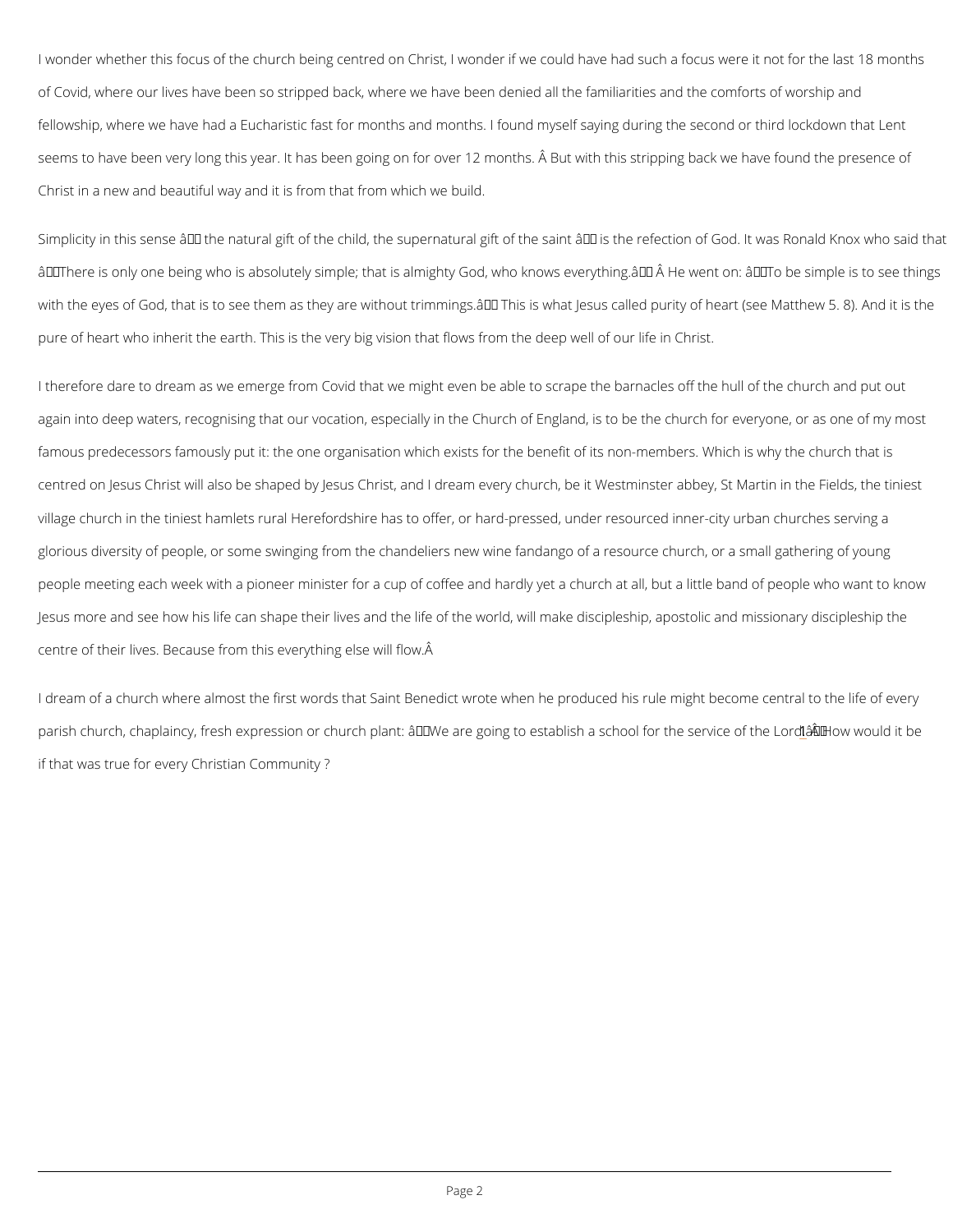I wonder whether this focus of the church being centred on Christ, I wonder if we could have had such a focus were it not for the last 18 months of Covid, where our lives have been so stripped back, where we have been denied all the familiarities and the comforts of worship and fellowship, where we have had a Eucharistic fast for months and months. I found myself saying during the second or third lockdown that Lent seems to have been very long this year. It has been going on for over 12 months.  But with this stripping back we have found the presence of Christ in a new and beautiful way and it is from that from which we build.

Simplicity in this sense – the natural gift of the child, the supernatural gift of the saint – is the refection of God. It was Ronald Knox who said that "There is only one being who is absolutely simple; that is almighty God, who knows everything."  He went on: "To be simple is to see things with the eyes of God, that is to see them as they are without trimmings." This is what Jesus called purity of heart (see Matthew 5. 8). And it is the pure of heart who inherit the earth. This is the very big vision that flows from the deep well of our life in Christ.

I therefore dare to dream as we emerge from Covid that we might even be able to scrape the barnacles off the hull of the church and put out again into deep waters, recognising that our vocation, especially in the Church of England, is to be the church for everyone, or as one of my most famous predecessors famously put it: the one organisation which exists for the benefit of its non-members. Which is why the church that is centred on Jesus Christ will also be shaped by Jesus Christ, and I dream every church, be it Westminster abbey, St Martin in the Fields, the tiniest village church in the tiniest hamlets rural Herefordshire has to offer, or hard-pressed, under resourced inner-city urban churches serving a glorious diversity of people, or some swinging from the chandeliers new wine fandango of a resource church, or a small gathering of young people meeting each week with a pioneer minister for a cup of coffee and hardly yet a church at all, but a little band of people who want to know Jesus more and see how his life can shape their lives and the life of the world, will make discipleship, apostolic and missionary discipleship the centre of their lives. Because from this everything else will flow.

I dream of a church where almost the first words that Saint Benedict wrote when he produced his rule might become central to the life of every parish church, chaplaincy, fresh expression or church plant: "We are going to establish a school for the service of the Lord[1]." How would it be if that was true for every Christian Community ?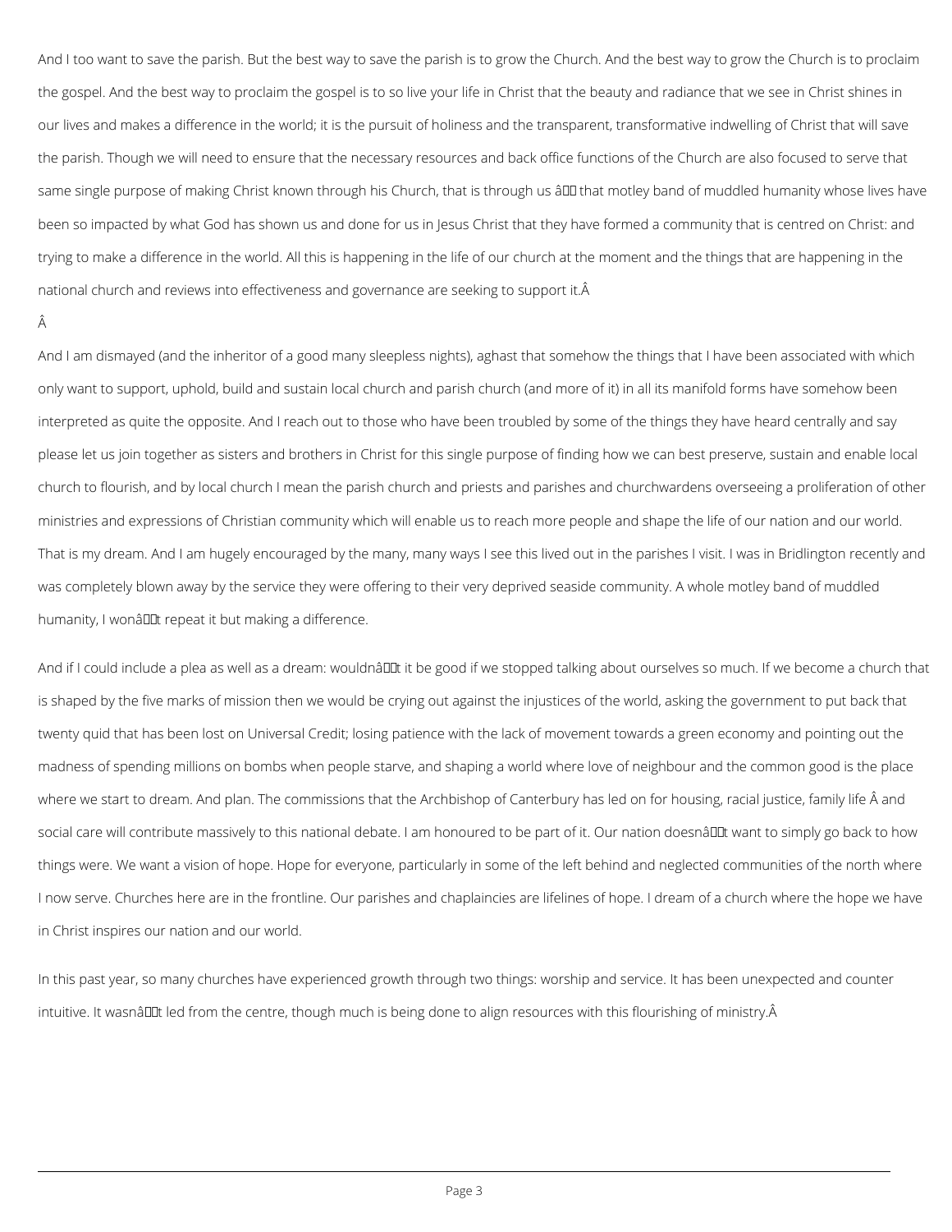And I too want to save the parish. But the best way to save the parish is to grow the Church. And the best way to grow the Church is to proclaim the gospel. And the best way to proclaim the gospel is to so live your life in Christ that the beauty and radiance that we see in Christ shines in our lives and makes a difference in the world; it is the pursuit of holiness and the transparent, transformative indwelling of Christ that will save the parish. Though we will need to ensure that the necessary resources and back office functions of the Church are also focused to serve that same single purpose of making Christ known through his Church, that is through us â that motley band of muddled humanity whose lives have been so impacted by what God has shown us and done for us in Jesus Christ that they have formed a community that is centred on Christ: and trying to make a difference in the world. All this is happening in the life of our church at the moment and the things that are happening in the national church and reviews into effectiveness and governance are seeking to support it.Â

Â

And I am dismayed (and the inheritor of a good many sleepless nights), aghast that somehow the things that I have been associated with which only want to support, uphold, build and sustain local church and parish church (and more of it) in all its manifold forms have somehow been interpreted as quite the opposite. And I reach out to those who have been troubled by some of the things they have heard centrally and say please let us join together as sisters and brothers in Christ for this single purpose of finding how we can best preserve, sustain and enable local church to flourish, and by local church I mean the parish church and priests and parishes and churchwardens overseeing a proliferation of other ministries and expressions of Christian community which will enable us to reach more people and shape the life of our nation and our world. That is my dream. And I am hugely encouraged by the many, many ways I see this lived out in the parishes I visit. I was in Bridlington recently and was completely blown away by the service they were offering to their very deprived seaside community. A whole motley band of muddled humanity, I wonât repeat it but making a difference.

And if I could include a plea as well as a dream: wouldnât it be good if we stopped talking about ourselves so much. If we become a church that is shaped by the five marks of mission then we would be crying out against the injustices of the world, asking the government to put back that twenty quid that has been lost on Universal Credit; losing patience with the lack of movement towards a green economy and pointing out the madness of spending millions on bombs when people starve, and shaping a world where love of neighbour and the common good is the place where we start to dream. And plan. The commissions that the Archbishop of Canterbury has led on for housing, racial justice, family life Â and social care will contribute massively to this national debate. I am honoured to be part of it. Our nation doesnât want to simply go back to how things were. We want a vision of hope. Hope for everyone, particularly in some of the left behind and neglected communities of the north where I now serve. Churches here are in the frontline. Our parishes and chaplaincies are lifelines of hope. I dream of a church where the hope we have in Christ inspires our nation and our world.

In this past year, so many churches have experienced growth through two things: worship and service. It has been unexpected and counter intuitive. It wasnât led from the centre, though much is being done to align resources with this flourishing of ministry.Â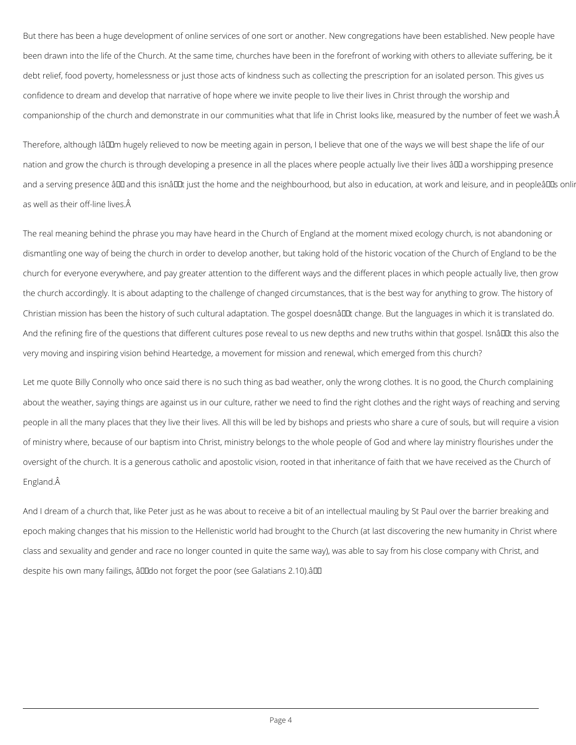But there has been a huge development of online services of one sort or another. New congregations have been established. New people have been drawn into the life of the Church. At the same time, churches have been in the forefront of working with others to alleviate suffering, be it debt relief, food poverty, homelessness or just those acts of kindness such as collecting the prescription for an isolated person. This gives us confidence to dream and develop that narrative of hope where we invite people to live their lives in Christ through the worship and companionship of the church and demonstrate in our communities what that life in Christ looks like, measured by the number of feet we wash.

Therefore, although I'm hugely relieved to now be meeting again in person, I believe that one of the ways we will best shape the life of our nation and grow the church is through developing a presence in all the places where people actually live their lives – a worshipping presence and a serving presence – and this isn't just the home and the neighbourhood, but also in education, at work and leisure, and in people's online as well as their off-line lives.

The real meaning behind the phrase you may have heard in the Church of England at the moment mixed ecology church, is not abandoning or dismantling one way of being the church in order to develop another, but taking hold of the historic vocation of the Church of England to be the church for everyone everywhere, and pay greater attention to the different ways and the different places in which people actually live, then grow the church accordingly. It is about adapting to the challenge of changed circumstances, that is the best way for anything to grow. The history of Christian mission has been the history of such cultural adaptation. The gospel doesn't change. But the languages in which it is translated do. And the refining fire of the questions that different cultures pose reveal to us new depths and new truths within that gospel. Isn't this also the very moving and inspiring vision behind Heartedge, a movement for mission and renewal, which emerged from this church?

Let me quote Billy Connolly who once said there is no such thing as bad weather, only the wrong clothes. It is no good, the Church complaining about the weather, saying things are against us in our culture, rather we need to find the right clothes and the right ways of reaching and serving people in all the many places that they live their lives. All this will be led by bishops and priests who share a cure of souls, but will require a vision of ministry where, because of our baptism into Christ, ministry belongs to the whole people of God and where lay ministry flourishes under the oversight of the church. It is a generous catholic and apostolic vision, rooted in that inheritance of faith that we have received as the Church of England.

And I dream of a church that, like Peter just as he was about to receive a bit of an intellectual mauling by St Paul over the barrier breaking and epoch making changes that his mission to the Hellenistic world had brought to the Church (at last discovering the new humanity in Christ where class and sexuality and gender and race no longer counted in quite the same way), was able to say from his close company with Christ, and despite his own many failings, "do not forget the poor (see Galatians 2.10)."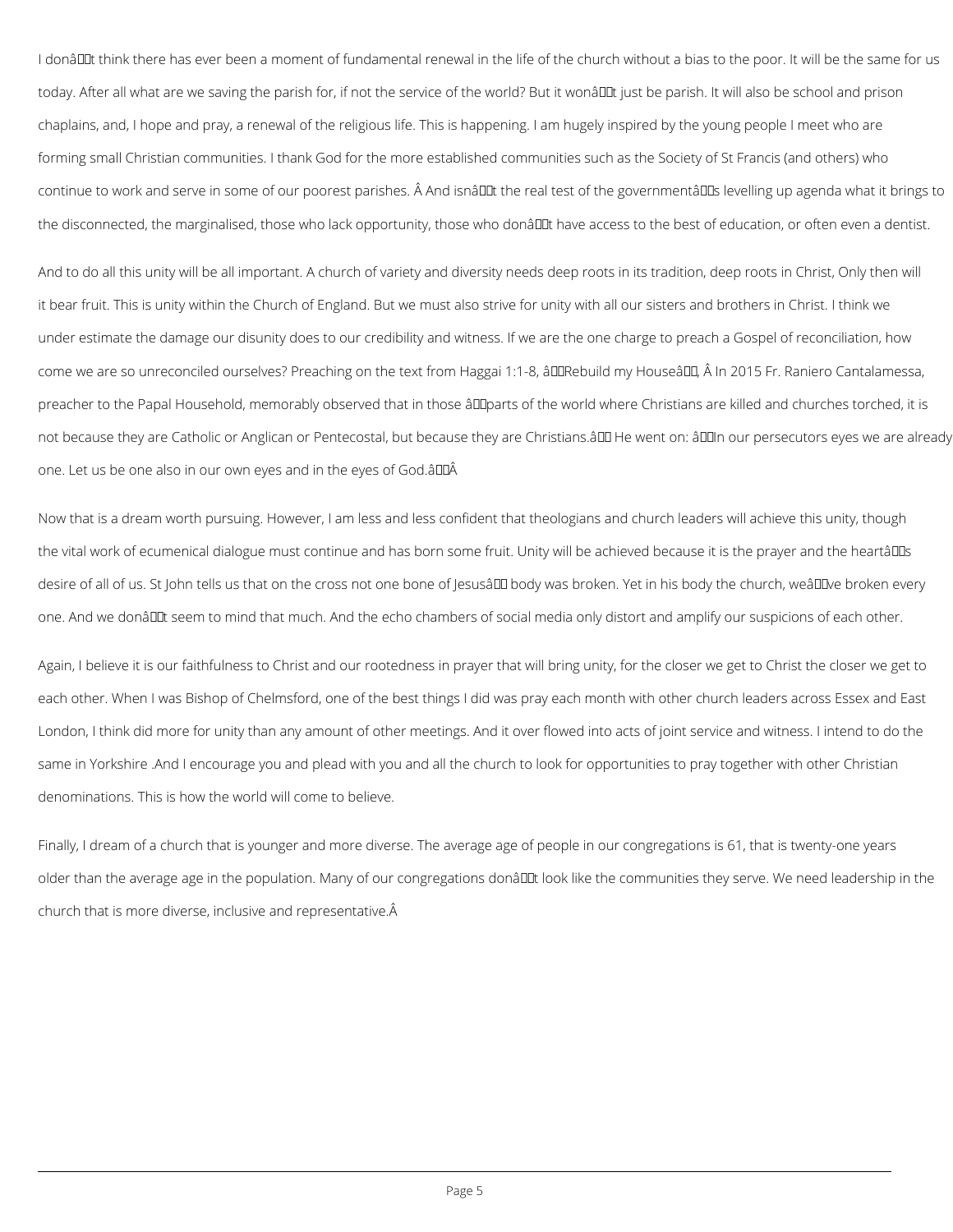I don’t think there has ever been a moment of fundamental renewal in the life of the church without a bias to the poor. It will be the same for us today. After all what are we saving the parish for, if not the service of the world? But it won’t just be parish. It will also be school and prison chaplains, and, I hope and pray, a renewal of the religious life. This is happening. I am hugely inspired by the young people I meet who are forming small Christian communities. I thank God for the more established communities such as the Society of St Francis (and others) who continue to work and serve in some of our poorest parishes. And isn’t the real test of the government’s levelling up agenda what it brings to the disconnected, the marginalised, those who lack opportunity, those who don’t have access to the best of education, or often even a dentist.

And to do all this unity will be all important. A church of variety and diversity needs deep roots in its tradition, deep roots in Christ, Only then will it bear fruit. This is unity within the Church of England. But we must also strive for unity with all our sisters and brothers in Christ. I think we under estimate the damage our disunity does to our credibility and witness. If we are the one charge to preach a Gospel of reconciliation, how come we are so unreconciled ourselves? Preaching on the text from Haggai 1:1-8, “Rebuild my House”, In 2015 Fr. Raniero Cantalamessa, preacher to the Papal Household, memorably observed that in those “parts of the world where Christians are killed and churches torched, it is not because they are Catholic or Anglican or Pentecostal, but because they are Christians.” He went on: “In our persecutors eyes we are already one. Let us be one also in our own eyes and in the eyes of God.”

Now that is a dream worth pursuing. However, I am less and less confident that theologians and church leaders will achieve this unity, though the vital work of ecumenical dialogue must continue and has born some fruit. Unity will be achieved because it is the prayer and the heart’s desire of all of us. St John tells us that on the cross not one bone of Jesus’ body was broken. Yet in his body the church, we’ve broken every one. And we don’t seem to mind that much. And the echo chambers of social media only distort and amplify our suspicions of each other.

Again, I believe it is our faithfulness to Christ and our rootedness in prayer that will bring unity, for the closer we get to Christ the closer we get to each other. When I was Bishop of Chelmsford, one of the best things I did was pray each month with other church leaders across Essex and East London, I think did more for unity than any amount of other meetings. And it over flowed into acts of joint service and witness. I intend to do the same in Yorkshire .And I encourage you and plead with you and all the church to look for opportunities to pray together with other Christian denominations. This is how the world will come to believe.

Finally, I dream of a church that is younger and more diverse. The average age of people in our congregations is 61, that is twenty-one years older than the average age in the population. Many of our congregations don’t look like the communities they serve. We need leadership in the church that is more diverse, inclusive and representative.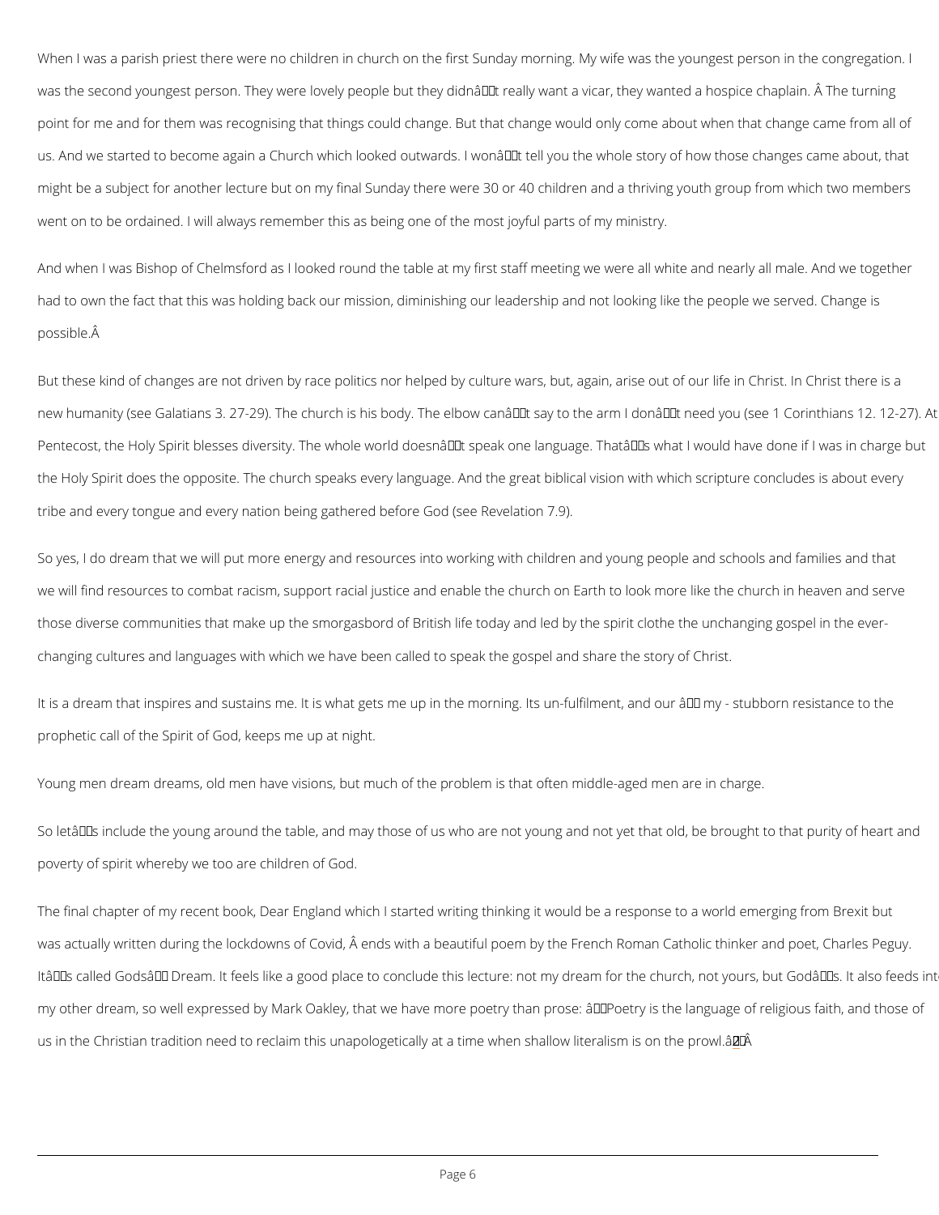When I was a parish priest there were no children in church on the first Sunday morning. My wife was the youngest person in the congregation. I was the second youngest person. They were lovely people but they didn't really want a vicar, they wanted a hospice chaplain. The turning point for me and for them was recognising that things could change. But that change would only come about when that change came from all of us. And we started to become again a Church which looked outwards. I won't tell you the whole story of how those changes came about, that might be a subject for another lecture but on my final Sunday there were 30 or 40 children and a thriving youth group from which two members went on to be ordained. I will always remember this as being one of the most joyful parts of my ministry.

And when I was Bishop of Chelmsford as I looked round the table at my first staff meeting we were all white and nearly all male. And we together had to own the fact that this was holding back our mission, diminishing our leadership and not looking like the people we served. Change is possible.

But these kind of changes are not driven by race politics nor helped by culture wars, but, again, arise out of our life in Christ. In Christ there is a new humanity (see Galatians 3. 27-29). The church is his body. The elbow can't say to the arm I don't need you (see 1 Corinthians 12. 12-27). At Pentecost, the Holy Spirit blesses diversity. The whole world doesn't speak one language. That's what I would have done if I was in charge but the Holy Spirit does the opposite. The church speaks every language. And the great biblical vision with which scripture concludes is about every tribe and every tongue and every nation being gathered before God (see Revelation 7.9).

So yes, I do dream that we will put more energy and resources into working with children and young people and schools and families and that we will find resources to combat racism, support racial justice and enable the church on Earth to look more like the church in heaven and serve those diverse communities that make up the smorgasbord of British life today and led by the spirit clothe the unchanging gospel in the ever-changing cultures and languages with which we have been called to speak the gospel and share the story of Christ.

It is a dream that inspires and sustains me. It is what gets me up in the morning. Its un-fulfilment, and our – my - stubborn resistance to the prophetic call of the Spirit of God, keeps me up at night.

Young men dream dreams, old men have visions, but much of the problem is that often middle-aged men are in charge.

So let's include the young around the table, and may those of us who are not young and not yet that old, be brought to that purity of heart and poverty of spirit whereby we too are children of God.

The final chapter of my recent book, Dear England which I started writing thinking it would be a response to a world emerging from Brexit but was actually written during the lockdowns of Covid, ends with a beautiful poem by the French Roman Catholic thinker and poet, Charles Peguy. It's called Gods' Dream. It feels like a good place to conclude this lecture: not my dream for the church, not yours, but God's. It also feeds into my other dream, so well expressed by Mark Oakley, that we have more poetry than prose: "Poetry is the language of religious faith, and those of us in the Christian tradition need to reclaim this unapologetically at a time when shallow literalism is on the prowl."[2]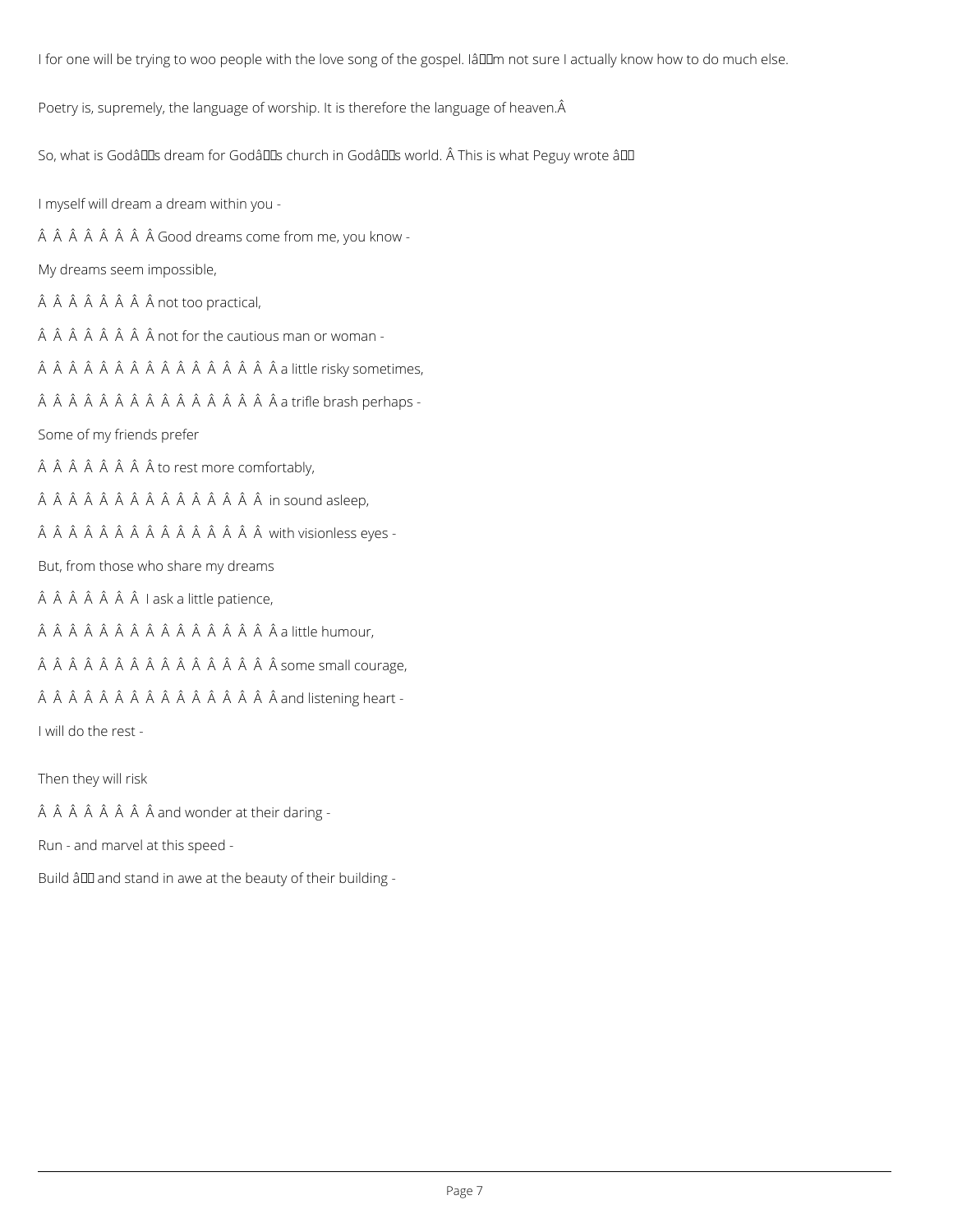I for one will be trying to woo people with the love song of the gospel. Iâm not sure I actually know how to do much else.

Poetry is, supremely, the language of worship. It is therefore the language of heaven.Â

So, what is Godâs dream for Godâs church in Godâs world. Â This is what Peguy wrote â

I myself will dream a dream within you -

Â Â Â Â Â Â Â Â Good dreams come from me, you know -

My dreams seem impossible,

Â Â Â Â Â Â Â Â not too practical,

Â Â Â Â Â Â Â Â not for the cautious man or woman -

Â Â Â Â Â Â Â Â Â Â Â Â Â Â Â Â a little risky sometimes,

Â Â Â Â Â Â Â Â Â Â Â Â Â Â Â Â a trifle brash perhaps -

Some of my friends prefer

Â Â Â Â Â Â Â Â to rest more comfortably,

Â Â Â Â Â Â Â Â Â Â Â Â Â Â Â in sound asleep,

Â Â Â Â Â Â Â Â Â Â Â Â Â Â Â with visionless eyes -

But, from those who share my dreams

Â Â Â Â Â Â Â I ask a little patience,

Â Â Â Â Â Â Â Â Â Â Â Â Â Â Â Â a little humour,

Â Â Â Â Â Â Â Â Â Â Â Â Â Â Â Â some small courage,

Â Â Â Â Â Â Â Â Â Â Â Â Â Â Â Â and listening heart -

I will do the rest -

Then they will risk

Â Â Â Â Â Â Â Â and wonder at their daring -

Run - and marvel at this speed -

Build â and stand in awe at the beauty of their building -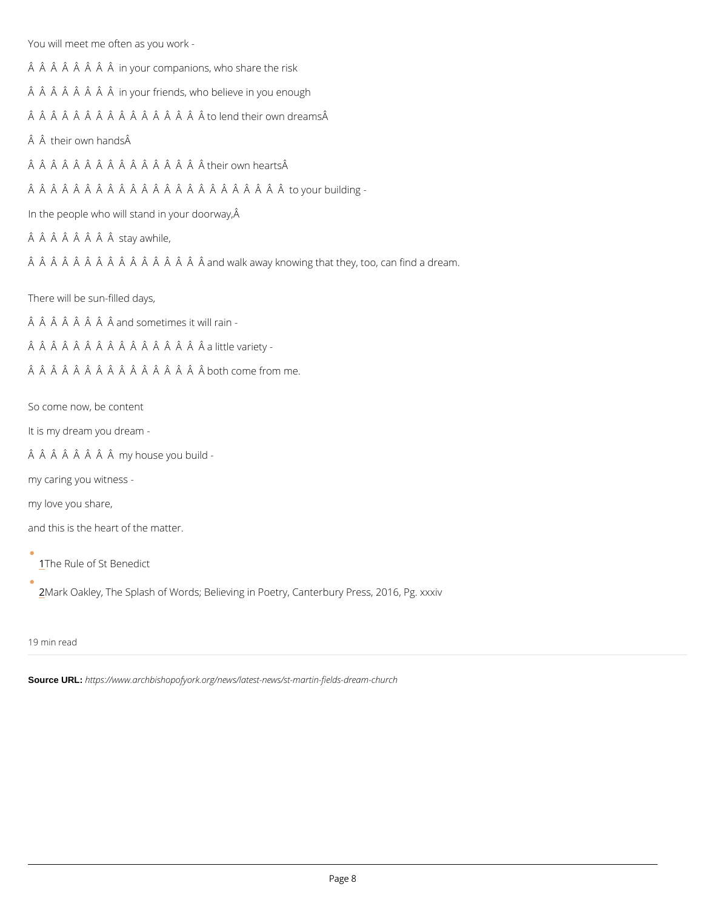You will meet me often as you work -

Â Â Â Â Â Â Â Â in your companions, who share the risk

Â Â Â Â Â Â Â Â in your friends, who believe in you enough

Â Â Â Â Â Â Â Â Â Â Â Â Â Â Â Â to lend their own dreamsÂ

Â Â their own handsÂ

Â Â Â Â Â Â Â Â Â Â Â Â Â Â Â Â their own heartsÂ

Â Â Â Â Â Â Â Â Â Â Â Â Â Â Â Â Â Â Â Â Â Â Â to your building -

In the people who will stand in your doorway,Â

Â Â Â Â Â Â Â Â stay awhile,

Â Â Â Â Â Â Â Â Â Â Â Â Â Â Â Â and walk away knowing that they, too, can find a dream.

There will be sun-filled days,

Â Â Â Â Â Â Â Â and sometimes it will rain -

Â Â Â Â Â Â Â Â Â Â Â Â Â Â Â Â a little variety -

Â Â Â Â Â Â Â Â Â Â Â Â Â Â Â Â both come from me.

So come now, be content

It is my dream you dream -

Â Â Â Â Â Â Â Â my house you build -

my caring you witness -

my love you share,

and this is the heart of the matter.

- 1The Rule of St Benedict
- 2Mark Oakley, The Splash of Words; Believing in Poetry, Canterbury Press, 2016, Pg. xxxiv

19 min read

**Source URL:** *https://www.archbishopofyork.org/news/latest-news/st-martin-fields-dream-church*